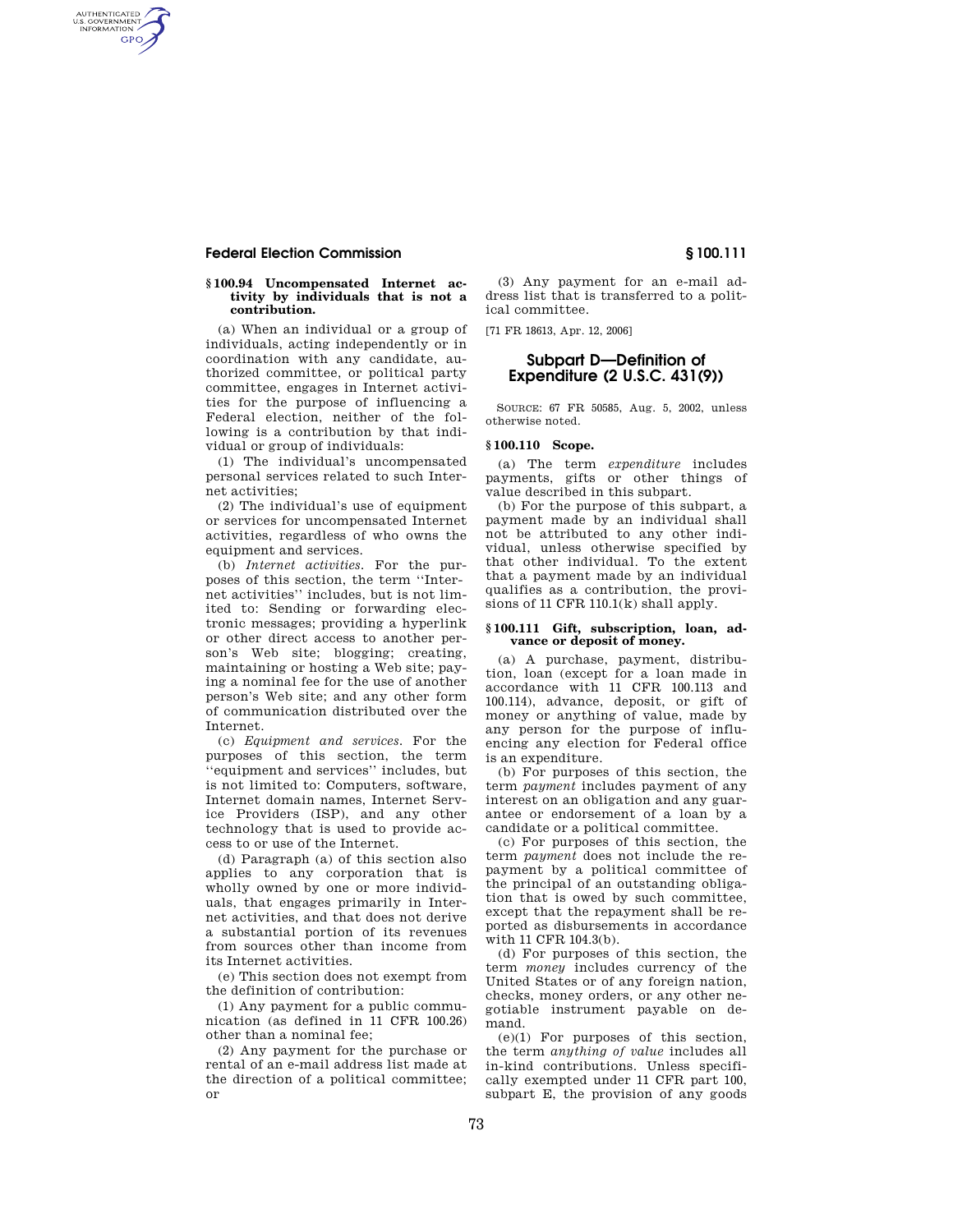### § 100.94 Uncompensated Internet activity by individuals that is not a contribution.

(a) When an individual or a group of individuals, acting independently or in coordination with any candidate, authorized committee, or political party committee, engages in Internet activities for the purpose of influencing a Federal election, neither of the following is a contribution by that individual or group of individuals:

(1) The individual's uncompensated personal services related to such Internet activities;

(2) The individual's use of equipment or services for uncompensated Internet activities, regardless of who owns the equipment and services.

(b) *Internet activities.* For the purposes of this section, the term ''Internet activities'' includes, but is not limited to: Sending or forwarding electronic messages; providing a hyperlink or other direct access to another person's Web site; blogging; creating, maintaining or hosting a Web site; paying a nominal fee for the use of another person's Web site; and any other form of communication distributed over the Internet.

(c) *Equipment and services.* For the purposes of this section, the term ''equipment and services'' includes, but is not limited to: Computers, software, Internet domain names, Internet Service Providers (ISP), and any other technology that is used to provide access to or use of the Internet.

(d) Paragraph (a) of this section also applies to any corporation that is wholly owned by one or more individuals, that engages primarily in Internet activities, and that does not derive a substantial portion of its revenues from sources other than income from its Internet activities.

(e) This section does not exempt from the definition of contribution:

(1) Any payment for a public communication (as defined in 11 CFR 100.26) other than a nominal fee;

(2) Any payment for the purchase or rental of an e-mail address list made at the direction of a political committee; or

(3) Any payment for an e-mail address list that is transferred to a political committee.

[71 FR 18613, Apr. 12, 2006]

## Subpart D—Definition of Expenditure (2 U.S.C. 431(9))

SOURCE: 67 FR 50585, Aug. 5, 2002, unless otherwise noted.

### § 100.110 Scope.

(a) The term *expenditure* includes payments, gifts or other things of value described in this subpart.

(b) For the purpose of this subpart, a payment made by an individual shall not be attributed to any other individual, unless otherwise specified by that other individual. To the extent that a payment made by an individual qualifies as a contribution, the provisions of 11 CFR 110.1(k) shall apply.

### § 100.111 Gift, subscription, loan, advance or deposit of money.

(a) A purchase, payment, distribution, loan (except for a loan made in accordance with 11 CFR 100.113 and 100.114), advance, deposit, or gift of money or anything of value, made by any person for the purpose of influencing any election for Federal office is an expenditure.

(b) For purposes of this section, the term *payment* includes payment of any interest on an obligation and any guarantee or endorsement of a loan by a candidate or a political committee.

(c) For purposes of this section, the term *payment* does not include the repayment by a political committee of the principal of an outstanding obligation that is owed by such committee, except that the repayment shall be reported as disbursements in accordance with 11 CFR 104.3(b).

(d) For purposes of this section, the term *money* includes currency of the United States or of any foreign nation, checks, money orders, or any other negotiable instrument payable on demand.

(e)(1) For purposes of this section, the term *anything of value* includes all in-kind contributions. Unless specifically exempted under 11 CFR part 100, subpart E, the provision of any goods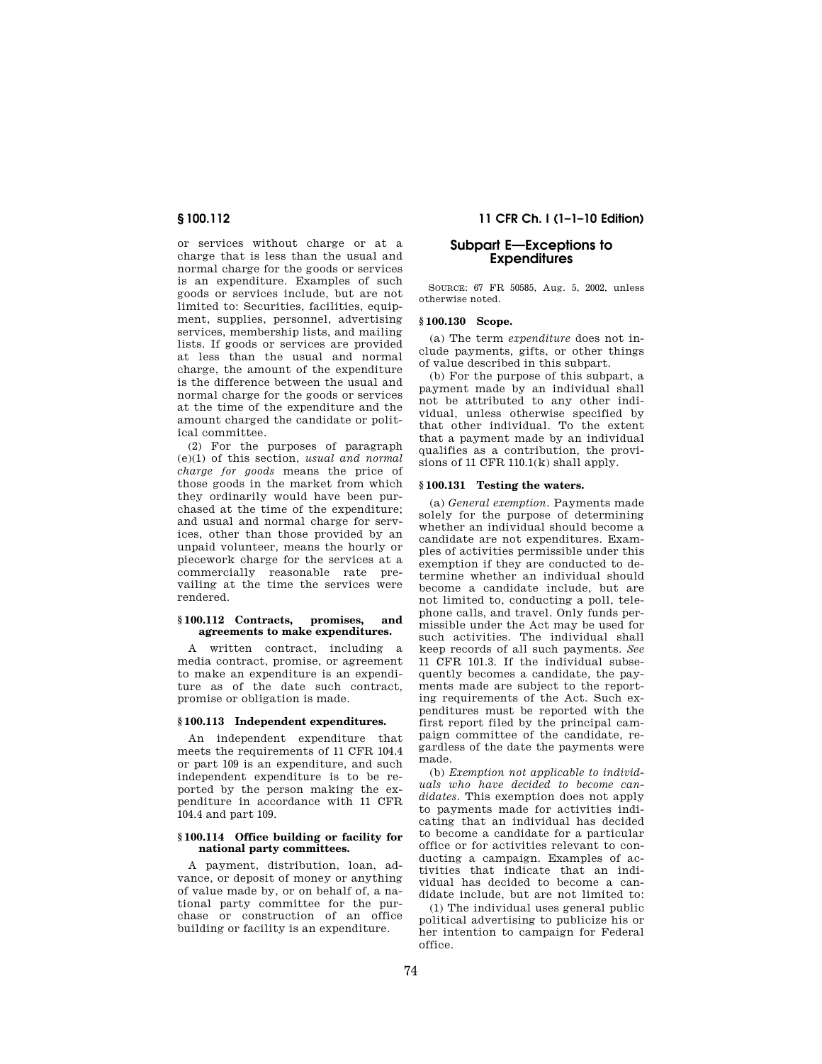or services without charge or at a charge that is less than the usual and normal charge for the goods or services is an expenditure. Examples of such goods or services include, but are not limited to: Securities, facilities, equipment, supplies, personnel, advertising services, membership lists, and mailing lists. If goods or services are provided at less than the usual and normal charge, the amount of the expenditure is the difference between the usual and normal charge for the goods or services at the time of the expenditure and the amount charged the candidate or political committee.

(2) For the purposes of paragraph (e)(1) of this section, *usual and normal charge for goods* means the price of those goods in the market from which they ordinarily would have been purchased at the time of the expenditure; and usual and normal charge for services, other than those provided by an unpaid volunteer, means the hourly or piecework charge for the services at a commercially reasonable rate prevailing at the time the services were rendered.

### § 100.112 Contracts, promises, and agreements to make expenditures.

A written contract, including a media contract, promise, or agreement to make an expenditure is an expenditure as of the date such contract, promise or obligation is made.

### § 100.113 Independent expenditures.

An independent expenditure that meets the requirements of 11 CFR 104.4 or part 109 is an expenditure, and such independent expenditure is to be reported by the person making the expenditure in accordance with 11 CFR 104.4 and part 109.

### § 100.114 Office building or facility for national party committees.

A payment, distribution, loan, advance, or deposit of money or anything of value made by, or on behalf of, a national party committee for the purchase or construction of an office building or facility is an expenditure.

## Subpart E—Exceptions to Expenditures

SOURCE: 67 FR 50585, Aug. 5, 2002, unless otherwise noted.

### § 100.130 Scope.

(a) The term *expenditure* does not include payments, gifts, or other things of value described in this subpart.

(b) For the purpose of this subpart, a payment made by an individual shall not be attributed to any other individual, unless otherwise specified by that other individual. To the extent that a payment made by an individual qualifies as a contribution, the provisions of 11 CFR 110.1(k) shall apply.

### § 100.131 Testing the waters.

(a) *General exemption.* Payments made solely for the purpose of determining whether an individual should become a candidate are not expenditures. Examples of activities permissible under this exemption if they are conducted to determine whether an individual should become a candidate include, but are not limited to, conducting a poll, telephone calls, and travel. Only funds permissible under the Act may be used for such activities. The individual shall keep records of all such payments. *See* 11 CFR 101.3. If the individual subsequently becomes a candidate, the payments made are subject to the reporting requirements of the Act. Such expenditures must be reported with the first report filed by the principal campaign committee of the candidate, regardless of the date the payments were made.

(b) *Exemption not applicable to individuals who have decided to become candidates.* This exemption does not apply to payments made for activities indicating that an individual has decided to become a candidate for a particular office or for activities relevant to conducting a campaign. Examples of activities that indicate that an individual has decided to become a candidate include, but are not limited to:

(1) The individual uses general public political advertising to publicize his or her intention to campaign for Federal office.